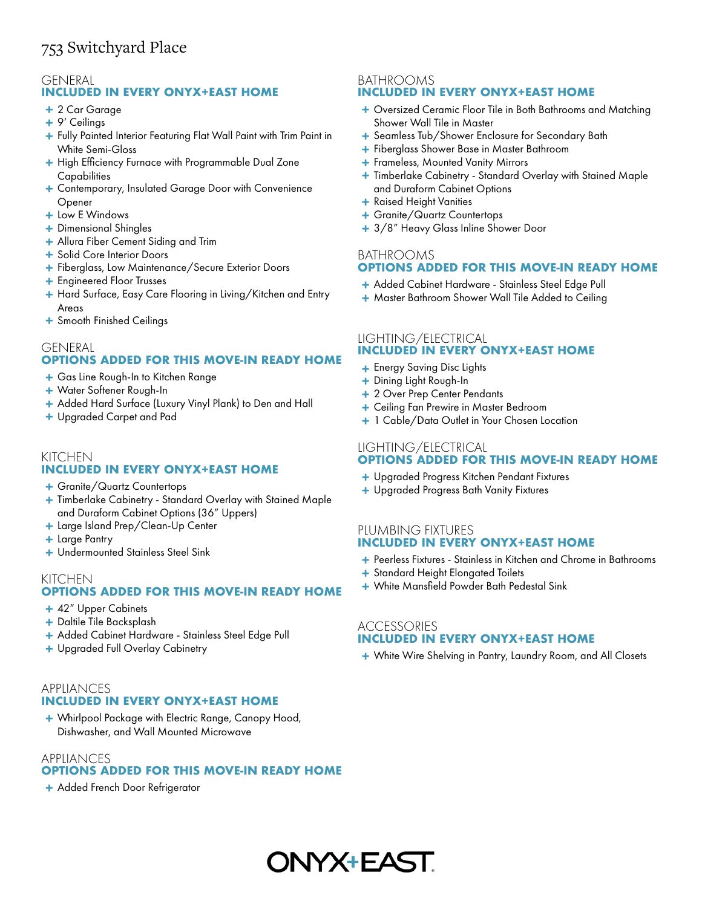# 753 Switchyard Place

## GENERAL
### INCLUDED IN EVERY ONYX+EAST HOME

- 2 Car Garage
- 9' Ceilings
- Fully Painted Interior Featuring Flat Wall Paint with Trim Paint in White Semi-Gloss
- High Efficiency Furnace with Programmable Dual Zone Capabilities
- Contemporary, Insulated Garage Door with Convenience Opener
- Low E Windows
- Dimensional Shingles
- Allura Fiber Cement Siding and Trim
- Solid Core Interior Doors
- Fiberglass, Low Maintenance/Secure Exterior Doors
- Engineered Floor Trusses
- Hard Surface, Easy Care Flooring in Living/Kitchen and Entry Areas
- Smooth Finished Ceilings

## GENERAL
### OPTIONS ADDED FOR THIS MOVE-IN READY HOME

- Gas Line Rough-In to Kitchen Range
- Water Softener Rough-In
- Added Hard Surface (Luxury Vinyl Plank) to Den and Hall
- Upgraded Carpet and Pad

## KITCHEN
### INCLUDED IN EVERY ONYX+EAST HOME

- Granite/Quartz Countertops
- Timberlake Cabinetry - Standard Overlay with Stained Maple and Duraform Cabinet Options (36" Uppers)
- Large Island Prep/Clean-Up Center
- Large Pantry
- Undermounted Stainless Steel Sink

## KITCHEN
### OPTIONS ADDED FOR THIS MOVE-IN READY HOME

- 42" Upper Cabinets
- Daltile Tile Backsplash
- Added Cabinet Hardware - Stainless Steel Edge Pull
- Upgraded Full Overlay Cabinetry

## APPLIANCES
### INCLUDED IN EVERY ONYX+EAST HOME

- Whirlpool Package with Electric Range, Canopy Hood, Dishwasher, and Wall Mounted Microwave

## APPLIANCES
### OPTIONS ADDED FOR THIS MOVE-IN READY HOME

- Added French Door Refrigerator

## BATHROOMS
### INCLUDED IN EVERY ONYX+EAST HOME

- Oversized Ceramic Floor Tile in Both Bathrooms and Matching Shower Wall Tile in Master
- Seamless Tub/Shower Enclosure for Secondary Bath
- Fiberglass Shower Base in Master Bathroom
- Frameless, Mounted Vanity Mirrors
- Timberlake Cabinetry - Standard Overlay with Stained Maple and Duraform Cabinet Options
- Raised Height Vanities
- Granite/Quartz Countertops
- 3/8" Heavy Glass Inline Shower Door

## BATHROOMS
### OPTIONS ADDED FOR THIS MOVE-IN READY HOME

- Added Cabinet Hardware - Stainless Steel Edge Pull
- Master Bathroom Shower Wall Tile Added to Ceiling

## LIGHTING/ELECTRICAL
### INCLUDED IN EVERY ONYX+EAST HOME

- Energy Saving Disc Lights
- Dining Light Rough-In
- 2 Over Prep Center Pendants
- Ceiling Fan Prewire in Master Bedroom
- 1 Cable/Data Outlet in Your Chosen Location

## LIGHTING/ELECTRICAL
### OPTIONS ADDED FOR THIS MOVE-IN READY HOME

- Upgraded Progress Kitchen Pendant Fixtures
- Upgraded Progress Bath Vanity Fixtures

## PLUMBING FIXTURES
### INCLUDED IN EVERY ONYX+EAST HOME

- Peerless Fixtures - Stainless in Kitchen and Chrome in Bathrooms
- Standard Height Elongated Toilets
- White Mansfield Powder Bath Pedestal Sink

## ACCESSORIES
### INCLUDED IN EVERY ONYX+EAST HOME

- White Wire Shelving in Pantry, Laundry Room, and All Closets

ONYX+EAST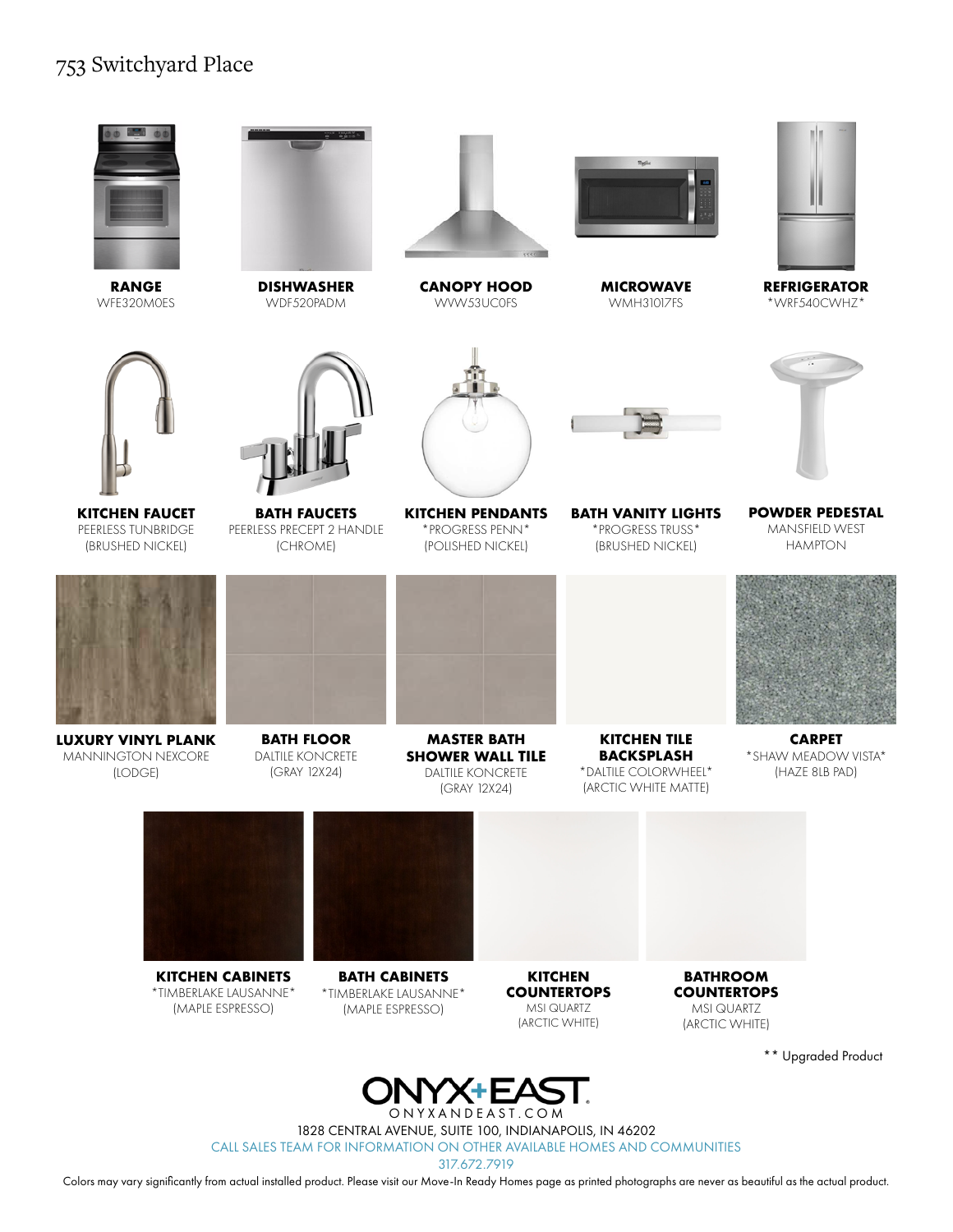# 753 Switchyard Place

**RANGE**
WFE320M0ES

**DISHWASHER**
WDF520PADM

**CANOPY HOOD**
WVW53UC0FS

**MICROWAVE**
WMH31017FS

**REFRIGERATOR**
*WRF540CWHZ*

**KITCHEN FAUCET**
PEERLESS TUNBRIDGE
(BRUSHED NICKEL)

**BATH FAUCETS**
PEERLESS PRECEPT 2 HANDLE
(CHROME)

**KITCHEN PENDANTS**
*PROGRESS PENN*
(POLISHED NICKEL)

**BATH VANITY LIGHTS**
*PROGRESS TRUSS*
(BRUSHED NICKEL)

**POWDER PEDESTAL**
MANSFIELD WEST
HAMPTON

**LUXURY VINYL PLANK**
MANNINGTON NEXCORE
(LODGE)

**BATH FLOOR**
DALTILE KONCRETE
(GRAY 12X24)

**MASTER BATH SHOWER WALL TILE**
DALTILE KONCRETE
(GRAY 12X24)

**KITCHEN TILE BACKSPLASH**
*DALTILE COLORWHEEL*
(ARCTIC WHITE MATTE)

**CARPET**
*SHAW MEADOW VISTA*
(HAZE 8LB PAD)

**KITCHEN CABINETS**
*TIMBERLAKE LAUSANNE*
(MAPLE ESPRESSO)

**BATH CABINETS**
*TIMBERLAKE LAUSANNE*
(MAPLE ESPRESSO)

**KITCHEN COUNTERTOPS**
MSI QUARTZ
(ARCTIC WHITE)

**BATHROOM COUNTERTOPS**
MSI QUARTZ
(ARCTIC WHITE)

** Upgraded Product

ONYX+EAST
ONYXANDEAST.COM
1828 CENTRAL AVENUE, SUITE 100, INDIANAPOLIS, IN 46202
CALL SALES TEAM FOR INFORMATION ON OTHER AVAILABLE HOMES AND COMMUNITIES
317.672.7919

Colors may vary significantly from actual installed product. Please visit our Move-In Ready Homes page as printed photographs are never as beautiful as the actual product.